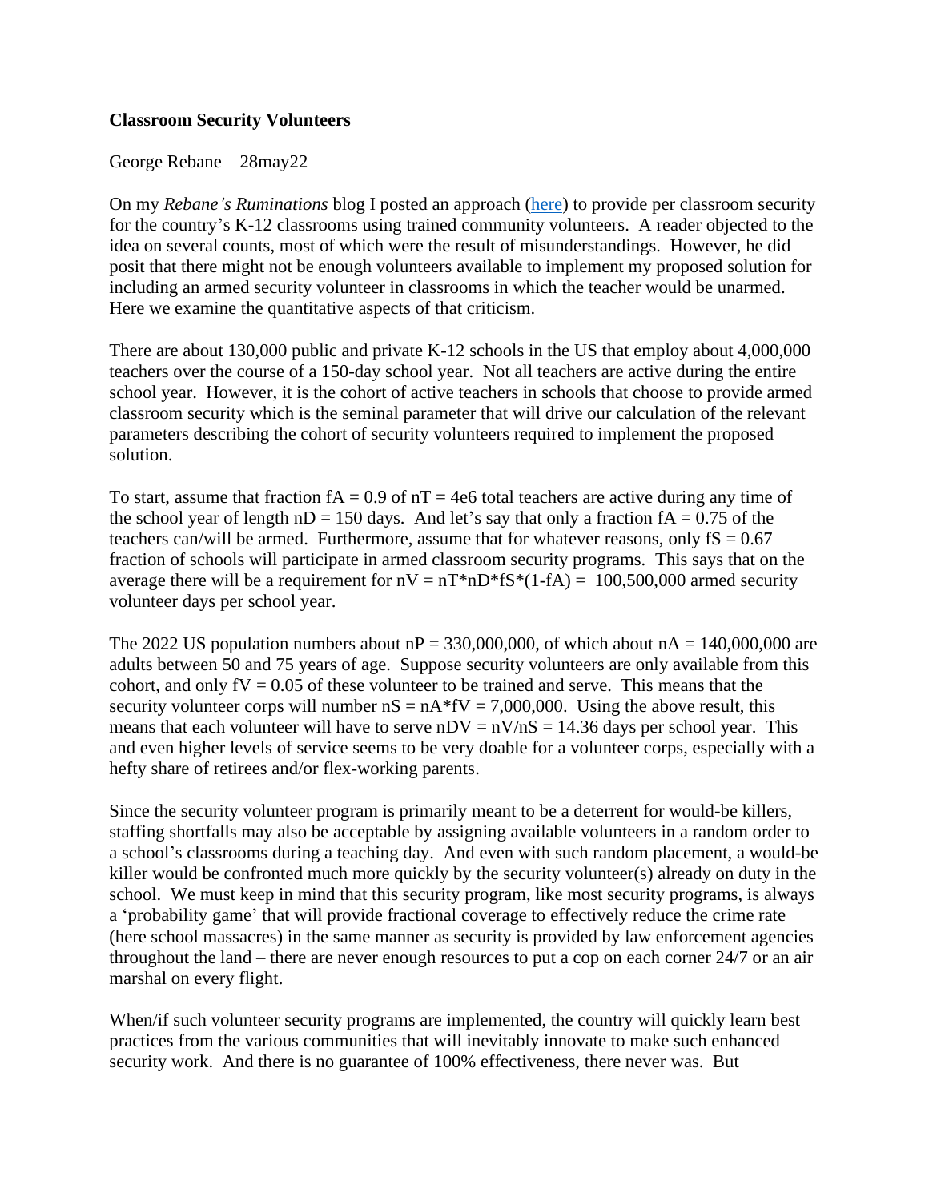**Classroom Security Volunteers**

George Rebane – 28may22

On my *Rebane's Ruminations* blog I posted an approach ([here]) to provide per classroom security for the country's K-12 classrooms using trained community volunteers. A reader objected to the idea on several counts, most of which were the result of misunderstandings. However, he did posit that there might not be enough volunteers available to implement my proposed solution for including an armed security volunteer in classrooms in which the teacher would be unarmed. Here we examine the quantitative aspects of that criticism.

There are about 130,000 public and private K-12 schools in the US that employ about 4,000,000 teachers over the course of a 150-day school year. Not all teachers are active during the entire school year. However, it is the cohort of active teachers in schools that choose to provide armed classroom security which is the seminal parameter that will drive our calculation of the relevant parameters describing the cohort of security volunteers required to implement the proposed solution.

To start, assume that fraction $fA = 0.9$ of $nT = 4e6$ total teachers are active during any time of the school year of length $nD = 150$ days. And let's say that only a fraction $fA = 0.75$ of the teachers can/will be armed. Furthermore, assume that for whatever reasons, only $fS = 0.67$ fraction of schools will participate in armed classroom security programs. This says that on the average there will be a requirement for $nV = nT*nD*fS*(1-fA) = 100,500,000$ armed security volunteer days per school year.

The 2022 US population numbers about $nP = 330,000,000$, of which about $nA = 140,000,000$ are adults between 50 and 75 years of age. Suppose security volunteers are only available from this cohort, and only $fV = 0.05$ of these volunteer to be trained and serve. This means that the security volunteer corps will number $nS = nA*fV = 7,000,000$. Using the above result, this means that each volunteer will have to serve $nDV = nV/nS = 14.36$ days per school year. This and even higher levels of service seems to be very doable for a volunteer corps, especially with a hefty share of retirees and/or flex-working parents.

Since the security volunteer program is primarily meant to be a deterrent for would-be killers, staffing shortfalls may also be acceptable by assigning available volunteers in a random order to a school's classrooms during a teaching day. And even with such random placement, a would-be killer would be confronted much more quickly by the security volunteer(s) already on duty in the school. We must keep in mind that this security program, like most security programs, is always a 'probability game' that will provide fractional coverage to effectively reduce the crime rate (here school massacres) in the same manner as security is provided by law enforcement agencies throughout the land – there are never enough resources to put a cop on each corner 24/7 or an air marshal on every flight.

When/if such volunteer security programs are implemented, the country will quickly learn best practices from the various communities that will inevitably innovate to make such enhanced security work. And there is no guarantee of 100% effectiveness, there never was. But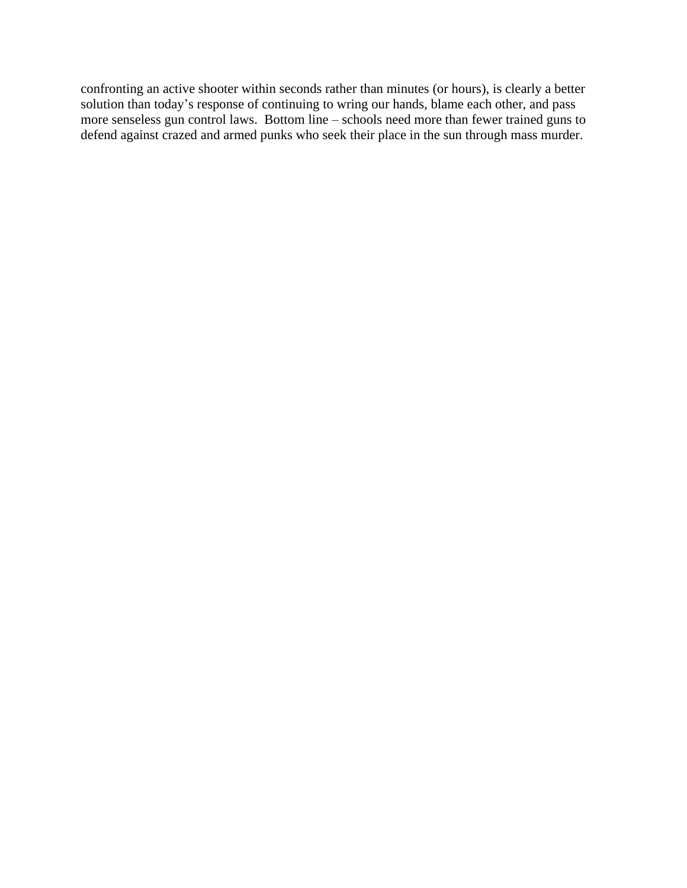confronting an active shooter within seconds rather than minutes (or hours), is clearly a better solution than today's response of continuing to wring our hands, blame each other, and pass more senseless gun control laws.  Bottom line – schools need more than fewer trained guns to defend against crazed and armed punks who seek their place in the sun through mass murder.